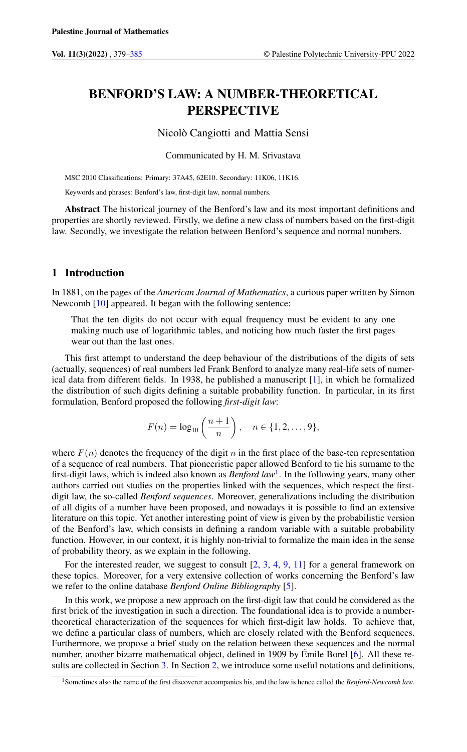# BENFORD'S LAW: A NUMBER-THEORETICAL PERSPECTIVE

Nicolò Cangiotti and Mattia Sensi

Communicated by H. M. Srivastava

MSC 2010 Classifications: Primary: 37A45, 62E10. Secondary: 11K06, 11K16.

Keywords and phrases: Benford's law, first-digit law, normal numbers.

**Abstract** The historical journey of the Benford's law and its most important definitions and properties are shortly reviewed. Firstly, we define a new class of numbers based on the first-digit law. Secondly, we investigate the relation between Benford's sequence and normal numbers.

## 1 Introduction

In 1881, on the pages of the *American Journal of Mathematics*, a curious paper written by Simon Newcomb [10] appeared. It began with the following sentence:

> That the ten digits do not occur with equal frequency must be evident to any one making much use of logarithmic tables, and noticing how much faster the first pages wear out than the last ones.

This first attempt to understand the deep behaviour of the distributions of the digits of sets (actually, sequences) of real numbers led Frank Benford to analyze many real-life sets of numerical data from different fields. In 1938, he published a manuscript [1], in which he formalized the distribution of such digits defining a suitable probability function. In particular, in its first formulation, Benford proposed the following *first-digit law*:

$$F(n) = \log_{10}\left(\frac{n+1}{n}\right), \quad n \in \{1, 2, \ldots, 9\},$$

where $F(n)$ denotes the frequency of the digit $n$ in the first place of the base-ten representation of a sequence of real numbers. That pioneeristic paper allowed Benford to tie his surname to the first-digit laws, which is indeed also known as *Benford law*[1]. In the following years, many other authors carried out studies on the properties linked with the sequences, which respect the first-digit law, the so-called *Benford sequences*. Moreover, generalizations including the distribution of all digits of a number have been proposed, and nowadays it is possible to find an extensive literature on this topic. Yet another interesting point of view is given by the probabilistic version of the Benford's law, which consists in defining a random variable with a suitable probability function. However, in our context, it is highly non-trivial to formalize the main idea in the sense of probability theory, as we explain in the following.

For the interested reader, we suggest to consult [2, 3, 4, 9, 11] for a general framework on these topics. Moreover, for a very extensive collection of works concerning the Benford's law we refer to the online database *Benford Online Bibliography* [5].

In this work, we propose a new approach on the first-digit law that could be considered as the first brick of the investigation in such a direction. The foundational idea is to provide a number-theoretical characterization of the sequences for which first-digit law holds. To achieve that, we define a particular class of numbers, which are closely related with the Benford sequences. Furthermore, we propose a brief study on the relation between these sequences and the normal number, another bizarre mathematical object, defined in 1909 by Émile Borel [6]. All these results are collected in Section 3. In Section 2, we introduce some useful notations and definitions,

[1] Sometimes also the name of the first discoverer accompanies his, and the law is hence called the *Benford-Newcomb law*.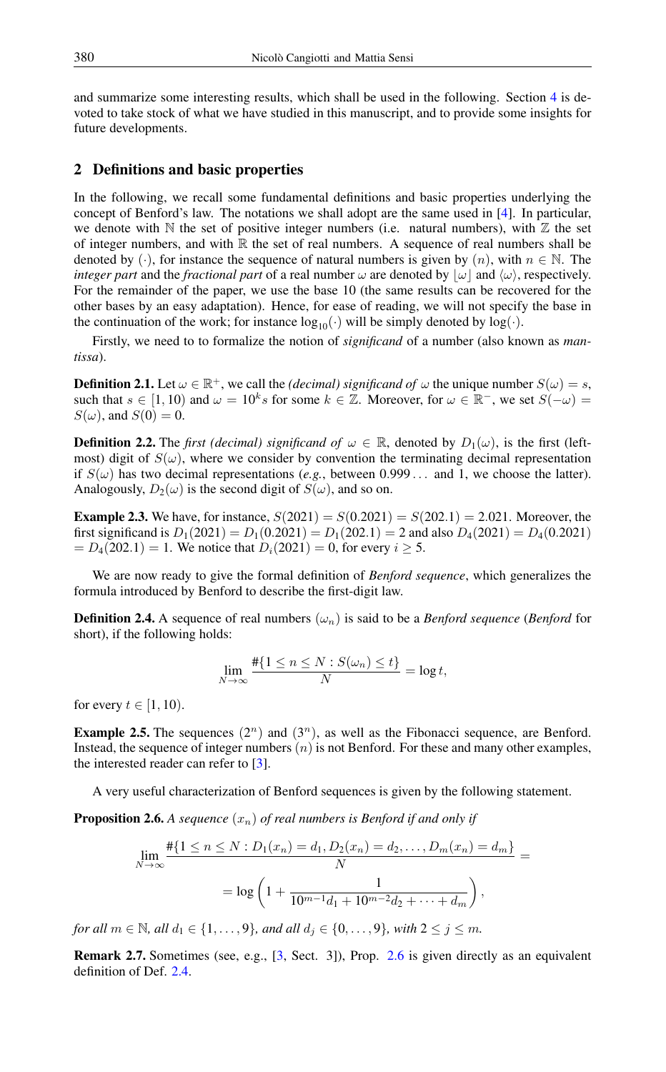and summarize some interesting results, which shall be used in the following. Section 4 is devoted to take stock of what we have studied in this manuscript, and to provide some insights for future developments.

## 2 Definitions and basic properties

In the following, we recall some fundamental definitions and basic properties underlying the concept of Benford's law. The notations we shall adopt are the same used in [4]. In particular, we denote with $\mathbb{N}$ the set of positive integer numbers (i.e. natural numbers), with $\mathbb{Z}$ the set of integer numbers, and with $\mathbb{R}$ the set of real numbers. A sequence of real numbers shall be denoted by $(\cdot)$, for instance the sequence of natural numbers is given by $(n)$, with $n \in \mathbb{N}$. The *integer part* and the *fractional part* of a real number $\omega$ are denoted by $\lfloor \omega \rfloor$ and $\langle \omega \rangle$, respectively. For the remainder of the paper, we use the base 10 (the same results can be recovered for the other bases by an easy adaptation). Hence, for ease of reading, we will not specify the base in the continuation of the work; for instance $\log_{10}(\cdot)$ will be simply denoted by $\log(\cdot)$.

Firstly, we need to to formalize the notion of *significand* of a number (also known as *mantissa*).

**Definition 2.1.** Let $\omega \in \mathbb{R}^+$, we call the *(decimal) significand of* $\omega$ the unique number $S(\omega) = s$, such that $s \in [1, 10)$ and $\omega = 10^k s$ for some $k \in \mathbb{Z}$. Moreover, for $\omega \in \mathbb{R}^-$, we set $S(-\omega) = S(\omega)$, and $S(0) = 0$.

**Definition 2.2.** The *first (decimal) significand of* $\omega \in \mathbb{R}$, denoted by $D_1(\omega)$, is the first (leftmost) digit of $S(\omega)$, where we consider by convention the terminating decimal representation if $S(\omega)$ has two decimal representations (*e.g.*, between $0.999\ldots$ and 1, we choose the latter). Analogously, $D_2(\omega)$ is the second digit of $S(\omega)$, and so on.

**Example 2.3.** We have, for instance, $S(2021) = S(0.2021) = S(202.1) = 2.021$. Moreover, the first significand is $D_1(2021) = D_1(0.2021) = D_1(202.1) = 2$ and also $D_4(2021) = D_4(0.2021) = D_4(202.1) = 1$. We notice that $D_i(2021) = 0$, for every $i \geq 5$.

We are now ready to give the formal definition of *Benford sequence*, which generalizes the formula introduced by Benford to describe the first-digit law.

**Definition 2.4.** A sequence of real numbers $(\omega_n)$ is said to be a *Benford sequence* (*Benford* for short), if the following holds:

$$\lim_{N\to\infty} \frac{\#\{1 \leq n \leq N : S(\omega_n) \leq t\}}{N} = \log t,$$

for every $t \in [1, 10)$.

**Example 2.5.** The sequences $(2^n)$ and $(3^n)$, as well as the Fibonacci sequence, are Benford. Instead, the sequence of integer numbers $(n)$ is not Benford. For these and many other examples, the interested reader can refer to [3].

A very useful characterization of Benford sequences is given by the following statement.

**Proposition 2.6.** *A sequence $(x_n)$ of real numbers is Benford if and only if*

$$\lim_{N\to\infty} \frac{\#\{1 \leq n \leq N : D_1(x_n) = d_1, D_2(x_n) = d_2, \ldots, D_m(x_n) = d_m\}}{N} =$$

$$= \log\left(1 + \frac{1}{10^{m-1}d_1 + 10^{m-2}d_2 + \cdots + d_m}\right),$$

*for all $m \in \mathbb{N}$, all $d_1 \in \{1, \ldots, 9\}$, and all $d_j \in \{0, \ldots, 9\}$, with $2 \leq j \leq m$.*

**Remark 2.7.** Sometimes (see, e.g., [3, Sect. 3]), Prop. 2.6 is given directly as an equivalent definition of Def. 2.4.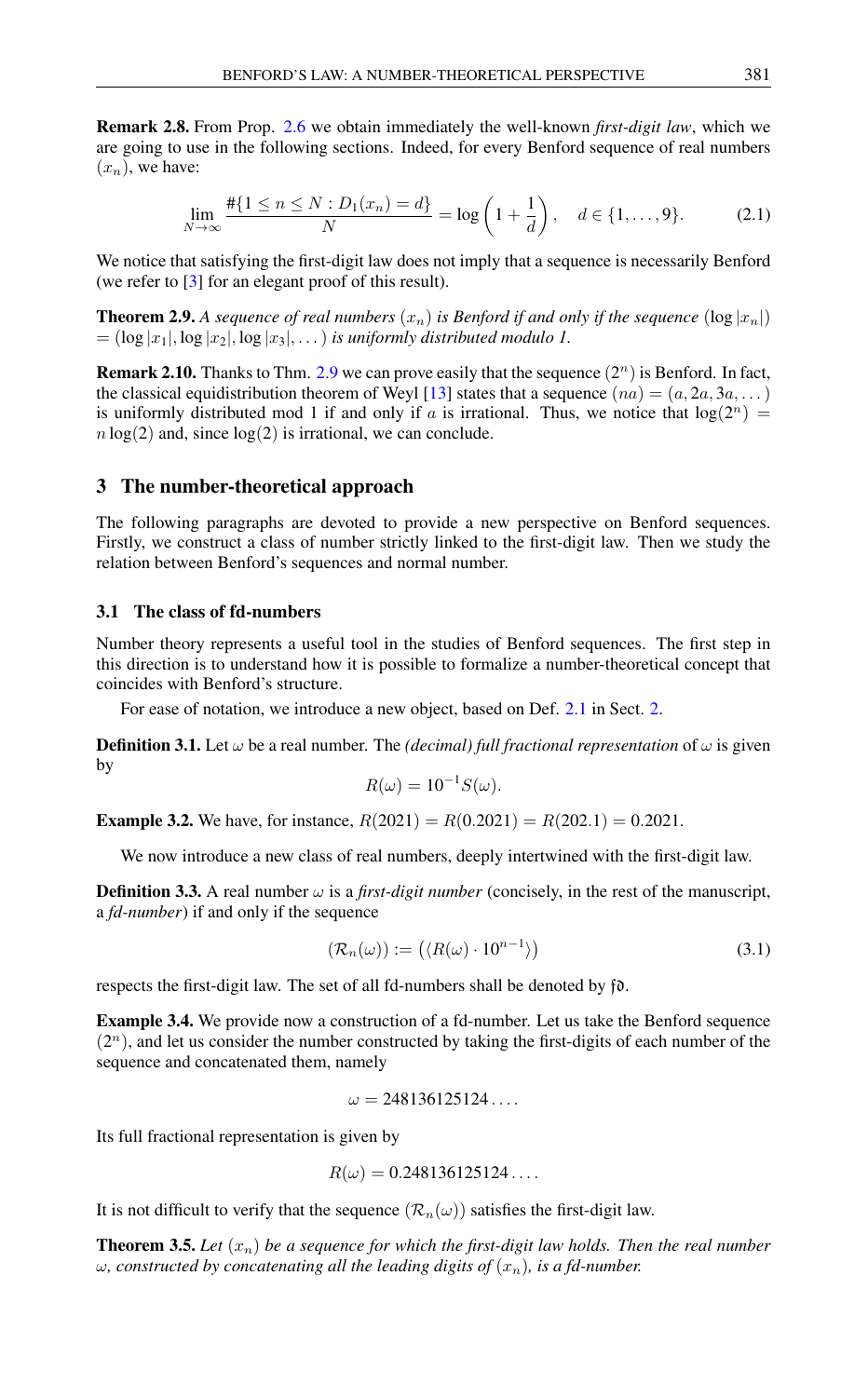**Remark 2.8.** From Prop. 2.6 we obtain immediately the well-known *first-digit law*, which we are going to use in the following sections. Indeed, for every Benford sequence of real numbers $(x_n)$, we have:

$$\lim_{N\to\infty} \frac{\#\{1 \le n \le N : D_1(x_n) = d\}}{N} = \log\left(1 + \frac{1}{d}\right), \quad d \in \{1, \ldots, 9\}. \tag{2.1}$$

We notice that satisfying the first-digit law does not imply that a sequence is necessarily Benford (we refer to [3] for an elegant proof of this result).

**Theorem 2.9.** *A sequence of real numbers $(x_n)$ is Benford if and only if the sequence $(\log |x_n|)$ $= (\log |x_1|, \log |x_2|, \log |x_3|, \ldots)$ is uniformly distributed modulo 1.*

**Remark 2.10.** Thanks to Thm. 2.9 we can prove easily that the sequence $(2^n)$ is Benford. In fact, the classical equidistribution theorem of Weyl [13] states that a sequence $(na) = (a, 2a, 3a, \ldots)$ is uniformly distributed mod 1 if and only if $a$ is irrational. Thus, we notice that $\log(2^n) = n \log(2)$ and, since $\log(2)$ is irrational, we can conclude.

## 3 The number-theoretical approach

The following paragraphs are devoted to provide a new perspective on Benford sequences. Firstly, we construct a class of number strictly linked to the first-digit law. Then we study the relation between Benford's sequences and normal number.

### 3.1 The class of fd-numbers

Number theory represents a useful tool in the studies of Benford sequences. The first step in this direction is to understand how it is possible to formalize a number-theoretical concept that coincides with Benford's structure.

For ease of notation, we introduce a new object, based on Def. 2.1 in Sect. 2.

**Definition 3.1.** Let $\omega$ be a real number. The *(decimal) full fractional representation* of $\omega$ is given by

$$R(\omega) = 10^{-1} S(\omega).$$

**Example 3.2.** We have, for instance, $R(2021) = R(0.2021) = R(202.1) = 0.2021$.

We now introduce a new class of real numbers, deeply intertwined with the first-digit law.

**Definition 3.3.** A real number $\omega$ is a *first-digit number* (concisely, in the rest of the manuscript, a *fd-number*) if and only if the sequence

$$(\mathcal{R}_n(\omega)) := \left(\langle R(\omega) \cdot 10^{n-1} \rangle\right) \tag{3.1}$$

respects the first-digit law. The set of all fd-numbers shall be denoted by $\mathfrak{fd}$.

**Example 3.4.** We provide now a construction of a fd-number. Let us take the Benford sequence $(2^n)$, and let us consider the number constructed by taking the first-digits of each number of the sequence and concatenated them, namely

$$\omega = 248136125124\ldots.$$

Its full fractional representation is given by

$$R(\omega) = 0.248136125124\ldots.$$

It is not difficult to verify that the sequence $(\mathcal{R}_n(\omega))$ satisfies the first-digit law.

**Theorem 3.5.** *Let $(x_n)$ be a sequence for which the first-digit law holds. Then the real number $\omega$, constructed by concatenating all the leading digits of $(x_n)$, is a fd-number.*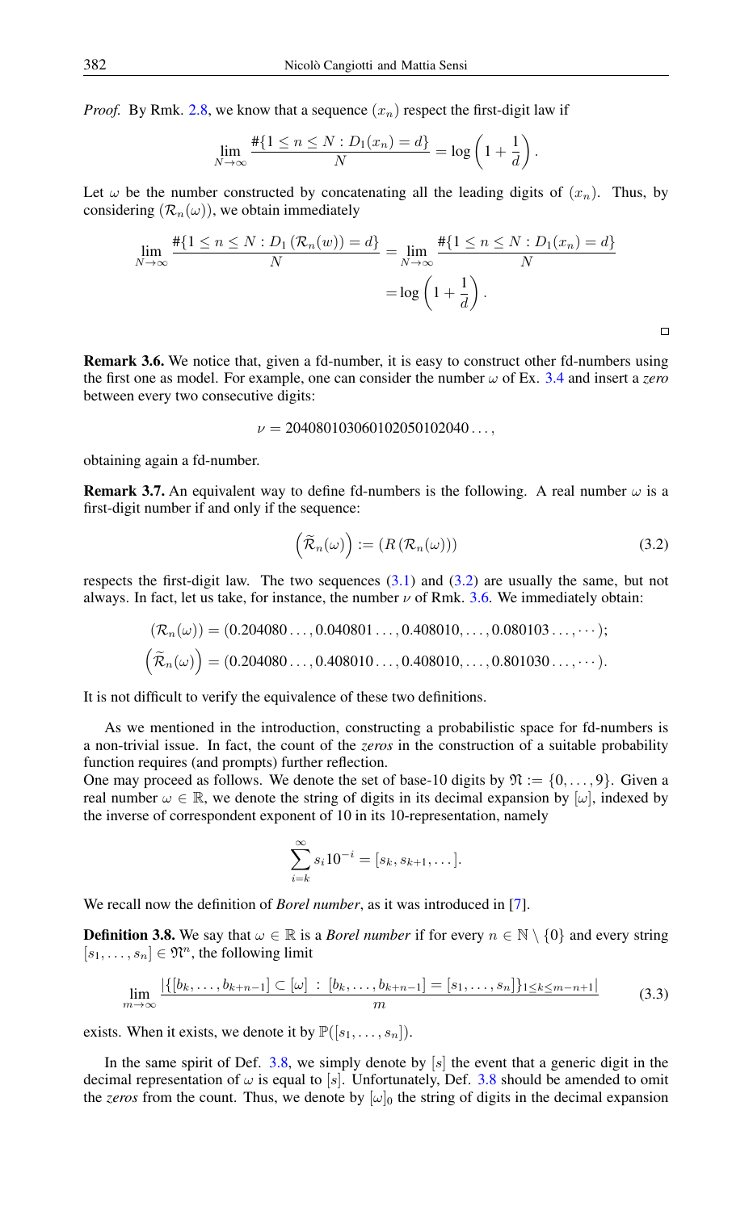*Proof.* By Rmk. 2.8, we know that a sequence $(x_n)$ respect the first-digit law if

$$\lim_{N\to\infty} \frac{\#\{1 \leq n \leq N : D_1(x_n) = d\}}{N} = \log\left(1 + \frac{1}{d}\right).$$

Let $\omega$ be the number constructed by concatenating all the leading digits of $(x_n)$. Thus, by considering $(\mathcal{R}_n(\omega))$, we obtain immediately

$$\begin{aligned}\lim_{N\to\infty} \frac{\#\{1 \leq n \leq N : D_1(\mathcal{R}_n(w)) = d\}}{N} &= \lim_{N\to\infty} \frac{\#\{1 \leq n \leq N : D_1(x_n) = d\}}{N} \\ &= \log\left(1 + \frac{1}{d}\right).\end{aligned}$$

□

**Remark 3.6.** We notice that, given a fd-number, it is easy to construct other fd-numbers using the first one as model. For example, one can consider the number $\omega$ of Ex. 3.4 and insert a *zero* between every two consecutive digits:

$$\nu = 2040801030601020501020 40\ldots,$$

obtaining again a fd-number.

**Remark 3.7.** An equivalent way to define fd-numbers is the following. A real number $\omega$ is a first-digit number if and only if the sequence:

$$\left(\widetilde{\mathcal{R}}_n(\omega)\right) := \left(R\left(\mathcal{R}_n(\omega)\right)\right) \tag{3.2}$$

respects the first-digit law. The two sequences (3.1) and (3.2) are usually the same, but not always. In fact, let us take, for instance, the number $\nu$ of Rmk. 3.6. We immediately obtain:

$$\begin{aligned}(\mathcal{R}_n(\omega)) &= (0.204080\ldots, 0.040801\ldots, 0.408010, \ldots, 0.080103\ldots, \cdots); \\ \left(\widetilde{\mathcal{R}}_n(\omega)\right) &= (0.204080\ldots, 0.408010\ldots, 0.408010, \ldots, 0.801030\ldots, \cdots).\end{aligned}$$

It is not difficult to verify the equivalence of these two definitions.

As we mentioned in the introduction, constructing a probabilistic space for fd-numbers is a non-trivial issue. In fact, the count of the *zeros* in the construction of a suitable probability function requires (and prompts) further reflection.
One may proceed as follows. We denote the set of base-10 digits by $\mathfrak{N} := \{0, \ldots, 9\}$. Given a real number $\omega \in \mathbb{R}$, we denote the string of digits in its decimal expansion by $[\omega]$, indexed by the inverse of correspondent exponent of 10 in its 10-representation, namely

$$\sum_{i=k}^{\infty} s_i 10^{-i} = [s_k, s_{k+1}, \ldots].$$

We recall now the definition of *Borel number*, as it was introduced in [7].

**Definition 3.8.** We say that $\omega \in \mathbb{R}$ is a *Borel number* if for every $n \in \mathbb{N} \setminus \{0\}$ and every string $[s_1, \ldots, s_n] \in \mathfrak{N}^n$, the following limit

$$\lim_{m\to\infty} \frac{|\{[b_k, \ldots, b_{k+n-1}] \subset [\omega] \ : \ [b_k, \ldots, b_{k+n-1}] = [s_1, \ldots, s_n]\}_{1 \leq k \leq m-n+1}|}{m} \tag{3.3}$$

exists. When it exists, we denote it by $\mathbb{P}([s_1, \ldots, s_n])$.

In the same spirit of Def. 3.8, we simply denote by $[s]$ the event that a generic digit in the decimal representation of $\omega$ is equal to $[s]$. Unfortunately, Def. 3.8 should be amended to omit the *zeros* from the count. Thus, we denote by $[\omega]_0$ the string of digits in the decimal expansion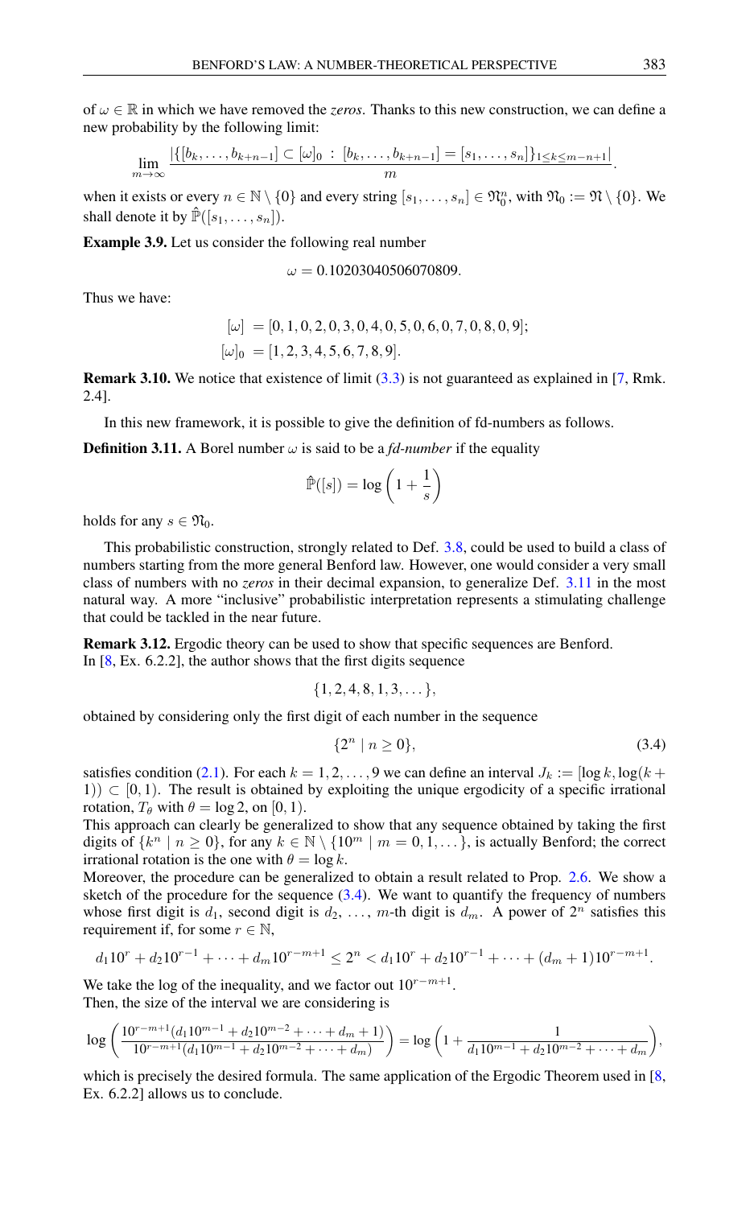of $\omega \in \mathbb{R}$ in which we have removed the *zeros*. Thanks to this new construction, we can define a new probability by the following limit:

$$\lim_{m\to\infty} \frac{|\{[b_k, \dots, b_{k+n-1}] \subset [\omega]_0 \, : \, [b_k, \dots, b_{k+n-1}] = [s_1, \dots, s_n]\}_{1\leq k\leq m-n+1}|}{m}.$$

when it exists or every $n \in \mathbb{N} \setminus \{0\}$ and every string $[s_1, \dots, s_n] \in \mathfrak{N}_0^n$, with $\mathfrak{N}_0 := \mathfrak{N} \setminus \{0\}$. We shall denote it by $\hat{\mathbb{P}}([s_1, \dots, s_n])$.

**Example 3.9.** Let us consider the following real number

$$\omega = 0.10203040506070809.$$

Thus we have:

$$\begin{aligned} [\omega] &= [0, 1, 0, 2, 0, 3, 0, 4, 0, 5, 0, 6, 0, 7, 0, 8, 0, 9]; \\ [\omega]_0 &= [1, 2, 3, 4, 5, 6, 7, 8, 9]. \end{aligned}$$

**Remark 3.10.** We notice that existence of limit (3.3) is not guaranteed as explained in [7, Rmk. 2.4].

In this new framework, it is possible to give the definition of fd-numbers as follows.

**Definition 3.11.** A Borel number $\omega$ is said to be a *fd-number* if the equality

$$\hat{\mathbb{P}}([s]) = \log\left(1 + \frac{1}{s}\right)$$

holds for any $s \in \mathfrak{N}_0$.

This probabilistic construction, strongly related to Def. 3.8, could be used to build a class of numbers starting from the more general Benford law. However, one would consider a very small class of numbers with no *zeros* in their decimal expansion, to generalize Def. 3.11 in the most natural way. A more "inclusive" probabilistic interpretation represents a stimulating challenge that could be tackled in the near future.

**Remark 3.12.** Ergodic theory can be used to show that specific sequences are Benford. In [8, Ex. 6.2.2], the author shows that the first digits sequence

$$\{1, 2, 4, 8, 1, 3, \dots\},$$

obtained by considering only the first digit of each number in the sequence

$$\{2^n \mid n \geq 0\}, \tag{3.4}$$

satisfies condition (2.1). For each $k = 1, 2, \dots, 9$ we can define an interval $J_k := [\log k, \log(k + 1)) \subset [0, 1)$. The result is obtained by exploiting the unique ergodicity of a specific irrational rotation, $T_\theta$ with $\theta = \log 2$, on $[0, 1)$.
This approach can clearly be generalized to show that any sequence obtained by taking the first digits of $\{k^n \mid n \geq 0\}$, for any $k \in \mathbb{N} \setminus \{10^m \mid m = 0, 1, \dots\}$, is actually Benford; the correct irrational rotation is the one with $\theta = \log k$.
Moreover, the procedure can be generalized to obtain a result related to Prop. 2.6. We show a sketch of the procedure for the sequence (3.4). We want to quantify the frequency of numbers whose first digit is $d_1$, second digit is $d_2$, $\dots$, $m$-th digit is $d_m$. A power of $2^n$ satisfies this requirement if, for some $r \in \mathbb{N}$,

$$d_1 10^r + d_2 10^{r-1} + \dots + d_m 10^{r-m+1} \leq 2^n < d_1 10^r + d_2 10^{r-1} + \dots + (d_m + 1)10^{r-m+1}.$$

We take the log of the inequality, and we factor out $10^{r-m+1}$.
Then, the size of the interval we are considering is

$$\log\left(\frac{10^{r-m+1}(d_1 10^{m-1} + d_2 10^{m-2} + \dots + d_m + 1)}{10^{r-m+1}(d_1 10^{m-1} + d_2 10^{m-2} + \dots + d_m)}\right) = \log\left(1 + \frac{1}{d_1 10^{m-1} + d_2 10^{m-2} + \dots + d_m}\right),$$

which is precisely the desired formula. The same application of the Ergodic Theorem used in [8, Ex. 6.2.2] allows us to conclude.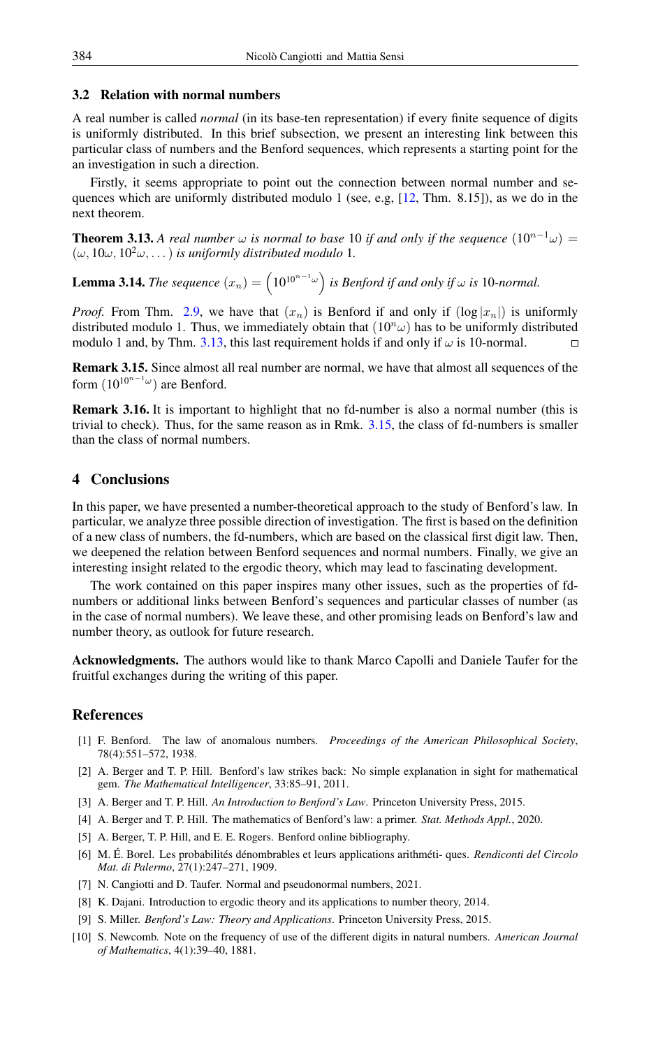### 3.2 Relation with normal numbers

A real number is called *normal* (in its base-ten representation) if every finite sequence of digits is uniformly distributed. In this brief subsection, we present an interesting link between this particular class of numbers and the Benford sequences, which represents a starting point for the an investigation in such a direction.

Firstly, it seems appropriate to point out the connection between normal number and sequences which are uniformly distributed modulo 1 (see, e.g, [12, Thm. 8.15]), as we do in the next theorem.

**Theorem 3.13.** *A real number $\omega$ is normal to base* 10 *if and only if the sequence $(10^{n-1}\omega) = (\omega, 10\omega, 10^2\omega, \dots)$ is uniformly distributed modulo* 1*.*

**Lemma 3.14.** *The sequence $(x_n) = \left(10^{10^{n-1}\omega}\right)$ is Benford if and only if $\omega$ is* 10*-normal.*

*Proof.* From Thm. 2.9, we have that $(x_n)$ is Benford if and only if $(\log |x_n|)$ is uniformly distributed modulo 1. Thus, we immediately obtain that $(10^n\omega)$ has to be uniformly distributed modulo 1 and, by Thm. 3.13, this last requirement holds if and only if $\omega$ is 10-normal. ◻

**Remark 3.15.** Since almost all real number are normal, we have that almost all sequences of the form $(10^{10^{n-1}\omega})$ are Benford.

**Remark 3.16.** It is important to highlight that no fd-number is also a normal number (this is trivial to check). Thus, for the same reason as in Rmk. 3.15, the class of fd-numbers is smaller than the class of normal numbers.

## 4 Conclusions

In this paper, we have presented a number-theoretical approach to the study of Benford's law. In particular, we analyze three possible direction of investigation. The first is based on the definition of a new class of numbers, the fd-numbers, which are based on the classical first digit law. Then, we deepened the relation between Benford sequences and normal numbers. Finally, we give an interesting insight related to the ergodic theory, which may lead to fascinating development.

The work contained on this paper inspires many other issues, such as the properties of fd-numbers or additional links between Benford's sequences and particular classes of number (as in the case of normal numbers). We leave these, and other promising leads on Benford's law and number theory, as outlook for future research.

**Acknowledgments.** The authors would like to thank Marco Capolli and Daniele Taufer for the fruitful exchanges during the writing of this paper.

## References

[1] F. Benford. The law of anomalous numbers. *Proceedings of the American Philosophical Society*, 78(4):551–572, 1938.

[2] A. Berger and T. P. Hill. Benford's law strikes back: No simple explanation in sight for mathematical gem. *The Mathematical Intelligencer*, 33:85–91, 2011.

[3] A. Berger and T. P. Hill. *An Introduction to Benford's Law*. Princeton University Press, 2015.

[4] A. Berger and T. P. Hill. The mathematics of Benford's law: a primer. *Stat. Methods Appl.*, 2020.

[5] A. Berger, T. P. Hill, and E. E. Rogers. Benford online bibliography.

[6] M. É. Borel. Les probabilités dénombrables et leurs applications arithméti- ques. *Rendiconti del Circolo Mat. di Palermo*, 27(1):247–271, 1909.

[7] N. Cangiotti and D. Taufer. Normal and pseudonormal numbers, 2021.

[8] K. Dajani. Introduction to ergodic theory and its applications to number theory, 2014.

[9] S. Miller. *Benford's Law: Theory and Applications*. Princeton University Press, 2015.

[10] S. Newcomb. Note on the frequency of use of the different digits in natural numbers. *American Journal of Mathematics*, 4(1):39–40, 1881.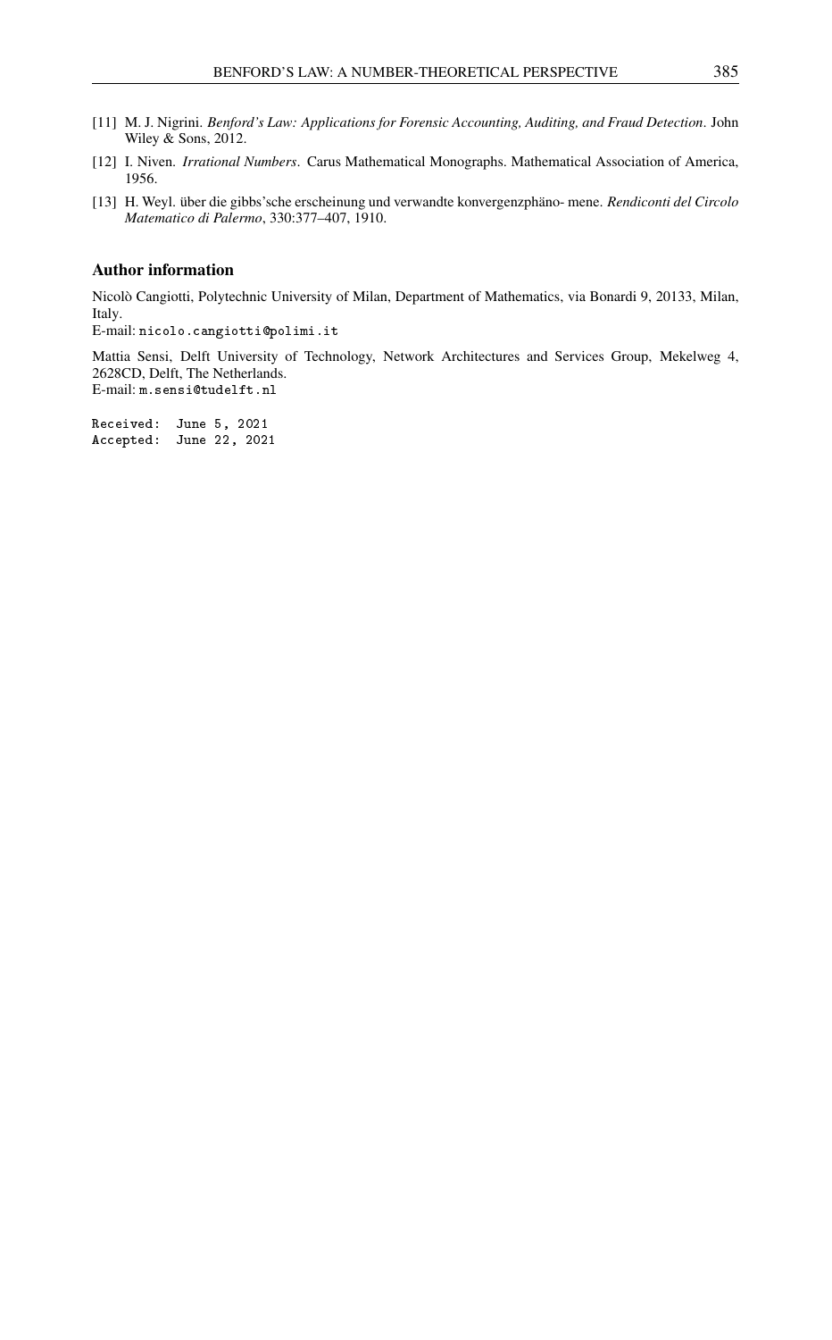[11] M. J. Nigrini. *Benford's Law: Applications for Forensic Accounting, Auditing, and Fraud Detection*. John Wiley & Sons, 2012.

[12] I. Niven. *Irrational Numbers*. Carus Mathematical Monographs. Mathematical Association of America, 1956.

[13] H. Weyl. über die gibbs'sche erscheinung und verwandte konvergenzphäno- mene. *Rendiconti del Circolo Matematico di Palermo*, 330:377–407, 1910.

## Author information

Nicolò Cangiotti, Polytechnic University of Milan, Department of Mathematics, via Bonardi 9, 20133, Milan, Italy.
E-mail: `nicolo.cangiotti@polimi.it`

Mattia Sensi, Delft University of Technology, Network Architectures and Services Group, Mekelweg 4, 2628CD, Delft, The Netherlands.
E-mail: `m.sensi@tudelft.nl`

```
Received:  June 5, 2021
Accepted:  June 22, 2021
```